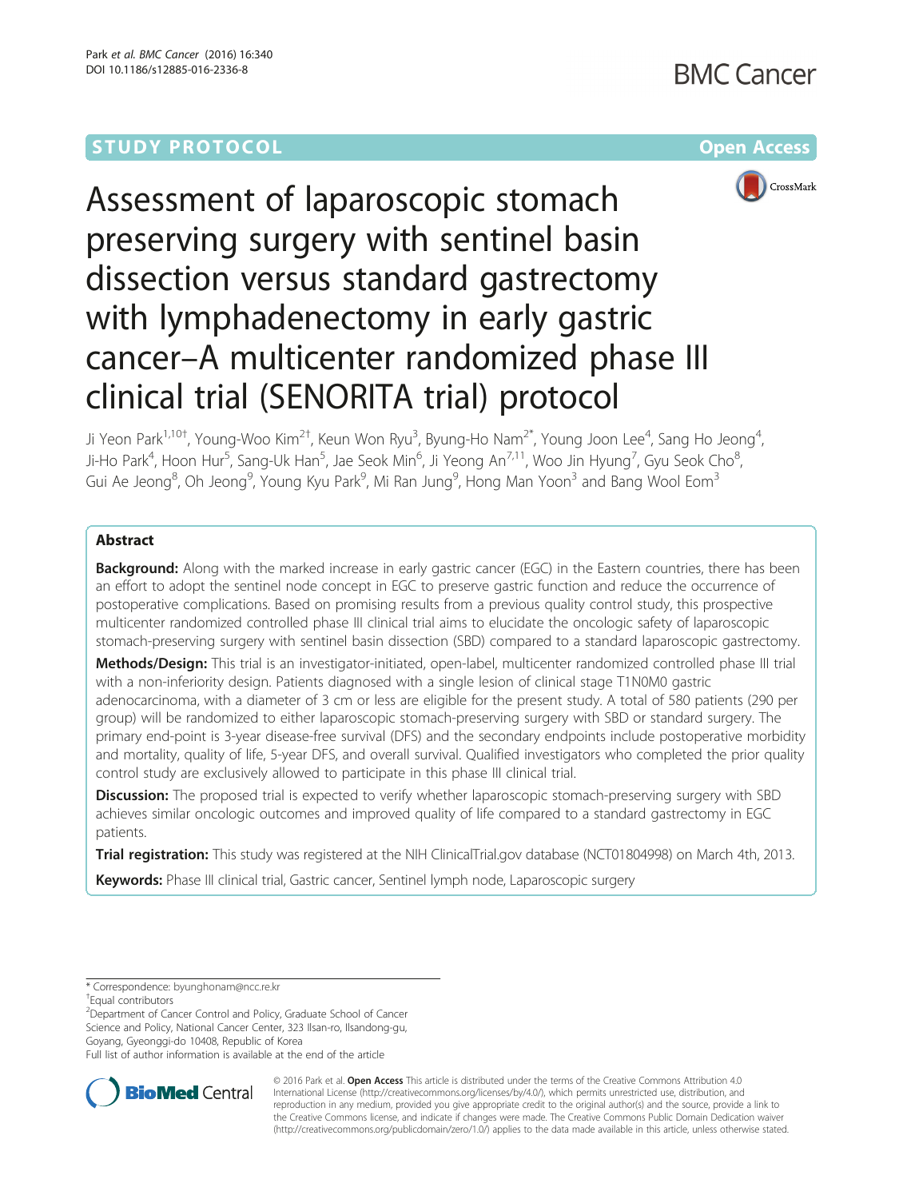STUDY PROTOCOL

Open Access

# Assessment of laparoscopic stomach preserving surgery with sentinel basin dissection versus standard gastrectomy with lymphadenectomy in early gastric cancer–A multicenter randomized phase III clinical trial (SENORITA trial) protocol

Ji Yeon Park[1,10†], Young-Woo Kim[2†], Keun Won Ryu[3], Byung-Ho Nam[2*], Young Joon Lee[4], Sang Ho Jeong[4], Ji-Ho Park[4], Hoon Hur[5], Sang-Uk Han[5], Jae Seok Min[6], Ji Yeong An[7,11], Woo Jin Hyung[7], Gyu Seok Cho[8], Gui Ae Jeong[8], Oh Jeong[9], Young Kyu Park[9], Mi Ran Jung[9], Hong Man Yoon[3] and Bang Wool Eom[3]

## Abstract

**Background:** Along with the marked increase in early gastric cancer (EGC) in the Eastern countries, there has been an effort to adopt the sentinel node concept in EGC to preserve gastric function and reduce the occurrence of postoperative complications. Based on promising results from a previous quality control study, this prospective multicenter randomized controlled phase III clinical trial aims to elucidate the oncologic safety of laparoscopic stomach-preserving surgery with sentinel basin dissection (SBD) compared to a standard laparoscopic gastrectomy.

**Methods/Design:** This trial is an investigator-initiated, open-label, multicenter randomized controlled phase III trial with a non-inferiority design. Patients diagnosed with a single lesion of clinical stage T1N0M0 gastric adenocarcinoma, with a diameter of 3 cm or less are eligible for the present study. A total of 580 patients (290 per group) will be randomized to either laparoscopic stomach-preserving surgery with SBD or standard surgery. The primary end-point is 3-year disease-free survival (DFS) and the secondary endpoints include postoperative morbidity and mortality, quality of life, 5-year DFS, and overall survival. Qualified investigators who completed the prior quality control study are exclusively allowed to participate in this phase III clinical trial.

**Discussion:** The proposed trial is expected to verify whether laparoscopic stomach-preserving surgery with SBD achieves similar oncologic outcomes and improved quality of life compared to a standard gastrectomy in EGC patients.

**Trial registration:** This study was registered at the NIH ClinicalTrial.gov database (NCT01804998) on March 4th, 2013.

**Keywords:** Phase III clinical trial, Gastric cancer, Sentinel lymph node, Laparoscopic surgery

\* Correspondence: byunghonam@ncc.re.kr

†Equal contributors

[2]Department of Cancer Control and Policy, Graduate School of Cancer Science and Policy, National Cancer Center, 323 Ilsan-ro, Ilsandong-gu, Goyang, Gyeonggi-do 10408, Republic of Korea

Full list of author information is available at the end of the article

© 2016 Park et al. **Open Access** This article is distributed under the terms of the Creative Commons Attribution 4.0 International License (http://creativecommons.org/licenses/by/4.0/), which permits unrestricted use, distribution, and reproduction in any medium, provided you give appropriate credit to the original author(s) and the source, provide a link to the Creative Commons license, and indicate if changes were made. The Creative Commons Public Domain Dedication waiver (http://creativecommons.org/publicdomain/zero/1.0/) applies to the data made available in this article, unless otherwise stated.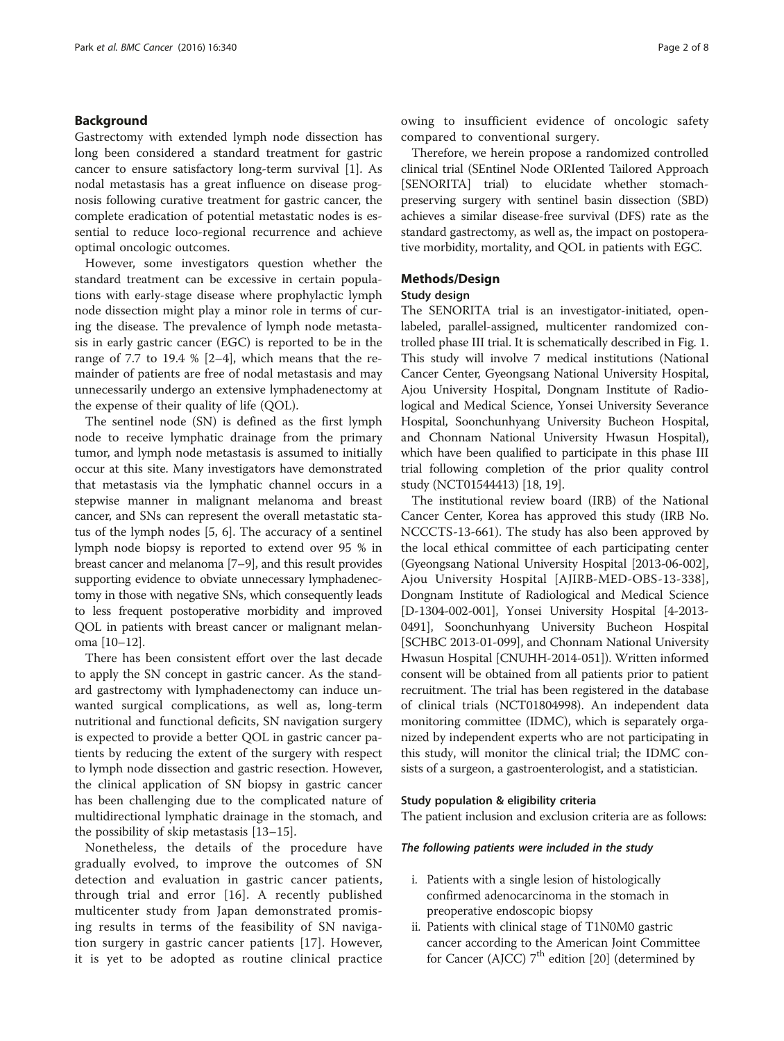## Background

Gastrectomy with extended lymph node dissection has long been considered a standard treatment for gastric cancer to ensure satisfactory long-term survival [1]. As nodal metastasis has a great influence on disease prognosis following curative treatment for gastric cancer, the complete eradication of potential metastatic nodes is essential to reduce loco-regional recurrence and achieve optimal oncologic outcomes.

However, some investigators question whether the standard treatment can be excessive in certain populations with early-stage disease where prophylactic lymph node dissection might play a minor role in terms of curing the disease. The prevalence of lymph node metastasis in early gastric cancer (EGC) is reported to be in the range of 7.7 to 19.4 % [2–4], which means that the remainder of patients are free of nodal metastasis and may unnecessarily undergo an extensive lymphadenectomy at the expense of their quality of life (QOL).

The sentinel node (SN) is defined as the first lymph node to receive lymphatic drainage from the primary tumor, and lymph node metastasis is assumed to initially occur at this site. Many investigators have demonstrated that metastasis via the lymphatic channel occurs in a stepwise manner in malignant melanoma and breast cancer, and SNs can represent the overall metastatic status of the lymph nodes [5, 6]. The accuracy of a sentinel lymph node biopsy is reported to extend over 95 % in breast cancer and melanoma [7–9], and this result provides supporting evidence to obviate unnecessary lymphadenectomy in those with negative SNs, which consequently leads to less frequent postoperative morbidity and improved QOL in patients with breast cancer or malignant melanoma [10–12].

There has been consistent effort over the last decade to apply the SN concept in gastric cancer. As the standard gastrectomy with lymphadenectomy can induce unwanted surgical complications, as well as, long-term nutritional and functional deficits, SN navigation surgery is expected to provide a better QOL in gastric cancer patients by reducing the extent of the surgery with respect to lymph node dissection and gastric resection. However, the clinical application of SN biopsy in gastric cancer has been challenging due to the complicated nature of multidirectional lymphatic drainage in the stomach, and the possibility of skip metastasis [13–15].

Nonetheless, the details of the procedure have gradually evolved, to improve the outcomes of SN detection and evaluation in gastric cancer patients, through trial and error [16]. A recently published multicenter study from Japan demonstrated promising results in terms of the feasibility of SN navigation surgery in gastric cancer patients [17]. However, it is yet to be adopted as routine clinical practice owing to insufficient evidence of oncologic safety compared to conventional surgery.

Therefore, we herein propose a randomized controlled clinical trial (SEntinel Node ORIented Tailored Approach [SENORITA] trial) to elucidate whether stomach-preserving surgery with sentinel basin dissection (SBD) achieves a similar disease-free survival (DFS) rate as the standard gastrectomy, as well as, the impact on postoperative morbidity, mortality, and QOL in patients with EGC.

## Methods/Design

### Study design

The SENORITA trial is an investigator-initiated, open-labeled, parallel-assigned, multicenter randomized controlled phase III trial. It is schematically described in Fig. 1. This study will involve 7 medical institutions (National Cancer Center, Gyeongsang National University Hospital, Ajou University Hospital, Dongnam Institute of Radiological and Medical Science, Yonsei University Severance Hospital, Soonchunhyang University Bucheon Hospital, and Chonnam National University Hwasun Hospital), which have been qualified to participate in this phase III trial following completion of the prior quality control study (NCT01544413) [18, 19].

The institutional review board (IRB) of the National Cancer Center, Korea has approved this study (IRB No. NCCCTS-13-661). The study has also been approved by the local ethical committee of each participating center (Gyeongsang National University Hospital [2013-06-002], Ajou University Hospital [AJIRB-MED-OBS-13-338], Dongnam Institute of Radiological and Medical Science [D-1304-002-001], Yonsei University Hospital [4-2013-0491], Soonchunhyang University Bucheon Hospital [SCHBC 2013-01-099], and Chonnam National University Hwasun Hospital [CNUHH-2014-051]). Written informed consent will be obtained from all patients prior to patient recruitment. The trial has been registered in the database of clinical trials (NCT01804998). An independent data monitoring committee (IDMC), which is separately organized by independent experts who are not participating in this study, will monitor the clinical trial; the IDMC consists of a surgeon, a gastroenterologist, and a statistician.

### Study population & eligibility criteria

The patient inclusion and exclusion criteria are as follows:

#### *The following patients were included in the study*

i. Patients with a single lesion of histologically confirmed adenocarcinoma in the stomach in preoperative endoscopic biopsy
ii. Patients with clinical stage of T1N0M0 gastric cancer according to the American Joint Committee for Cancer (AJCC) 7th edition [20] (determined by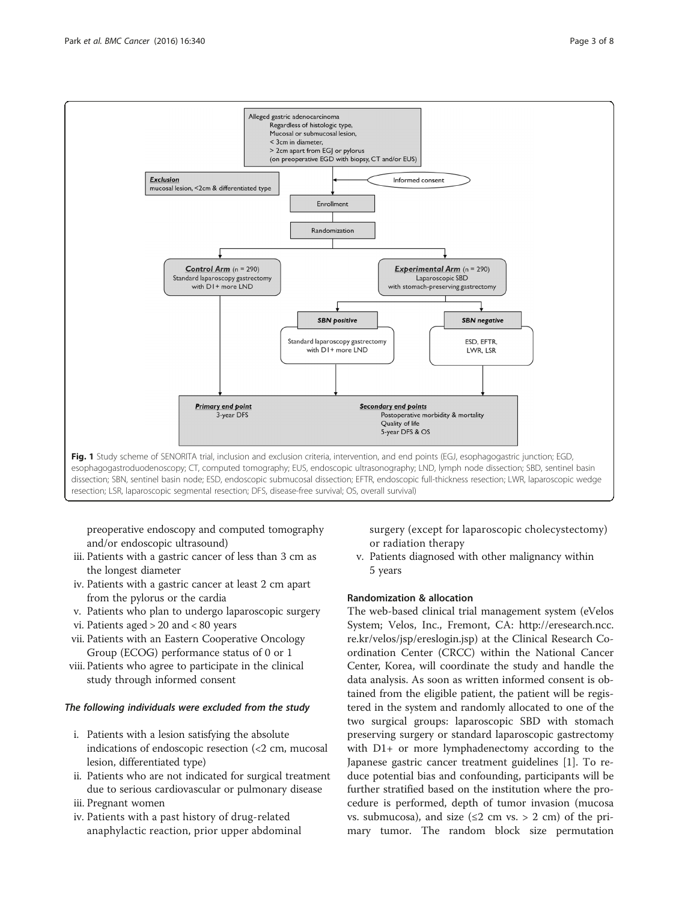Alleged gastric adenocarcinoma
Regardless of histologic type,
Mucosal or submucosal lesion,
< 3cm in diameter,
> 2cm apart from EGJ or pylorus
(on preoperative EGD with biopsy, CT and/or EUS)

***Exclusion***
mucosal lesion, <2cm & differentiated type

Informed consent

Enrollment

Randomization

***Control Arm*** (n = 290)
Standard laparoscopy gastrectomy with D1+ more LND

***Experimental Arm*** (n = 290)
Laparoscopic SBD with stomach-preserving gastrectomy

***SBN positive***
Standard laparoscopy gastrectomy with D1+ more LND

***SBN negative***
ESD, EFTR, LWR, LSR

***Primary end point***
3-year DFS

***Secondary end points***
Postoperative morbidity & mortality
Quality of life
5-year DFS & OS

**Fig. 1** Study scheme of SENORITA trial, inclusion and exclusion criteria, intervention, and end points (EGJ, esophagogastric junction; EGD, esophagogastroduodenoscopy; CT, computed tomography; EUS, endoscopic ultrasonography; LND, lymph node dissection; SBD, sentinel basin dissection; SBN, sentinel basin node; ESD, endoscopic submucosal dissection; EFTR, endoscopic full-thickness resection; LWR, laparoscopic wedge resection; LSR, laparoscopic segmental resection; DFS, disease-free survival; OS, overall survival)

preoperative endoscopy and computed tomography and/or endoscopic ultrasound)

iii. Patients with a gastric cancer of less than 3 cm as the longest diameter
iv. Patients with a gastric cancer at least 2 cm apart from the pylorus or the cardia
v. Patients who plan to undergo laparoscopic surgery
vi. Patients aged > 20 and < 80 years
vii. Patients with an Eastern Cooperative Oncology Group (ECOG) performance status of 0 or 1
viii. Patients who agree to participate in the clinical study through informed consent

#### *The following individuals were excluded from the study*

i. Patients with a lesion satisfying the absolute indications of endoscopic resection (<2 cm, mucosal lesion, differentiated type)
ii. Patients who are not indicated for surgical treatment due to serious cardiovascular or pulmonary disease
iii. Pregnant women
iv. Patients with a past history of drug-related anaphylactic reaction, prior upper abdominal surgery (except for laparoscopic cholecystectomy) or radiation therapy
v. Patients diagnosed with other malignancy within 5 years

### Randomization & allocation

The web-based clinical trial management system (eVelos System; Velos, Inc., Fremont, CA: http://eresearch.ncc.re.kr/velos/jsp/ereslogin.jsp) at the Clinical Research Coordination Center (CRCC) within the National Cancer Center, Korea, will coordinate the study and handle the data analysis. As soon as written informed consent is obtained from the eligible patient, the patient will be registered in the system and randomly allocated to one of the two surgical groups: laparoscopic SBD with stomach preserving surgery or standard laparoscopic gastrectomy with D1+ or more lymphadenectomy according to the Japanese gastric cancer treatment guidelines [1]. To reduce potential bias and confounding, participants will be further stratified based on the institution where the procedure is performed, depth of tumor invasion (mucosa vs. submucosa), and size (≤2 cm vs. > 2 cm) of the primary tumor. The random block size permutation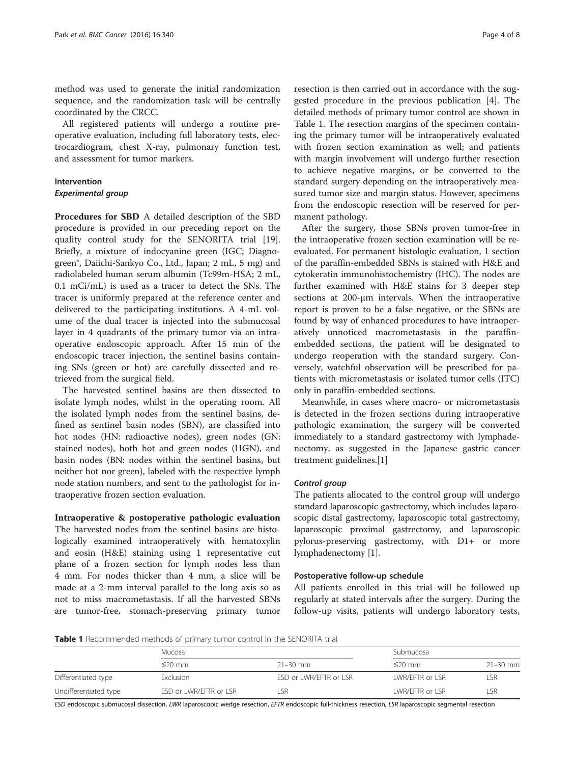method was used to generate the initial randomization sequence, and the randomization task will be centrally coordinated by the CRCC.

All registered patients will undergo a routine preoperative evaluation, including full laboratory tests, electrocardiogram, chest X-ray, pulmonary function test, and assessment for tumor markers.

## Intervention

### *Experimental group*

**Procedures for SBD** A detailed description of the SBD procedure is provided in our preceding report on the quality control study for the SENORITA trial [19]. Briefly, a mixture of indocyanine green (IGC; Diagnogreen®, Daiichi-Sankyo Co., Ltd., Japan; 2 mL, 5 mg) and radiolabeled human serum albumin (Tc99m-HSA; 2 mL, 0.1 mCi/mL) is used as a tracer to detect the SNs. The tracer is uniformly prepared at the reference center and delivered to the participating institutions. A 4-mL volume of the dual tracer is injected into the submucosal layer in 4 quadrants of the primary tumor via an intraoperative endoscopic approach. After 15 min of the endoscopic tracer injection, the sentinel basins containing SNs (green or hot) are carefully dissected and retrieved from the surgical field.

The harvested sentinel basins are then dissected to isolate lymph nodes, whilst in the operating room. All the isolated lymph nodes from the sentinel basins, defined as sentinel basin nodes (SBN), are classified into hot nodes (HN: radioactive nodes), green nodes (GN: stained nodes), both hot and green nodes (HGN), and basin nodes (BN: nodes within the sentinel basins, but neither hot nor green), labeled with the respective lymph node station numbers, and sent to the pathologist for intraoperative frozen section evaluation.

**Intraoperative & postoperative pathologic evaluation** The harvested nodes from the sentinel basins are histologically examined intraoperatively with hematoxylin and eosin (H&E) staining using 1 representative cut plane of a frozen section for lymph nodes less than 4 mm. For nodes thicker than 4 mm, a slice will be made at a 2-mm interval parallel to the long axis so as not to miss macrometastasis. If all the harvested SBNs are tumor-free, stomach-preserving primary tumor resection is then carried out in accordance with the suggested procedure in the previous publication [4]. The detailed methods of primary tumor control are shown in Table 1. The resection margins of the specimen containing the primary tumor will be intraoperatively evaluated with frozen section examination as well; and patients with margin involvement will undergo further resection to achieve negative margins, or be converted to the standard surgery depending on the intraoperatively measured tumor size and margin status. However, specimens from the endoscopic resection will be reserved for permanent pathology.

After the surgery, those SBNs proven tumor-free in the intraoperative frozen section examination will be re-evaluated. For permanent histologic evaluation, 1 section of the paraffin-embedded SBNs is stained with H&E and cytokeratin immunohistochemistry (IHC). The nodes are further examined with H&E stains for 3 deeper step sections at 200-μm intervals. When the intraoperative report is proven to be a false negative, or the SBNs are found by way of enhanced procedures to have intraoperatively unnoticed macrometastasis in the paraffin-embedded sections, the patient will be designated to undergo reoperation with the standard surgery. Conversely, watchful observation will be prescribed for patients with micrometastasis or isolated tumor cells (ITC) only in paraffin-embedded sections.

Meanwhile, in cases where macro- or micrometastasis is detected in the frozen sections during intraoperative pathologic examination, the surgery will be converted immediately to a standard gastrectomy with lymphadenectomy, as suggested in the Japanese gastric cancer treatment guidelines.[1]

### *Control group*

The patients allocated to the control group will undergo standard laparoscopic gastrectomy, which includes laparoscopic distal gastrectomy, laparoscopic total gastrectomy, laparoscopic proximal gastrectomy, and laparoscopic pylorus-preserving gastrectomy, with D1+ or more lymphadenectomy [1].

### Postoperative follow-up schedule

All patients enrolled in this trial will be followed up regularly at stated intervals after the surgery. During the follow-up visits, patients will undergo laboratory tests,

**Table 1** Recommended methods of primary tumor control in the SENORITA trial

| | Mucosa | | Submucosa | |
|---|---|---|---|---|
| | ≤20 mm | 21–30 mm | ≤20 mm | 21–30 mm |
| Differentiated type | Exclusion | ESD or LWR/EFTR or LSR | LWR/EFTR or LSR | LSR |
| Undifferentiated type | ESD or LWR/EFTR or LSR | LSR | LWR/EFTR or LSR | LSR |

*ESD* endoscopic submucosal dissection, *LWR* laparoscopic wedge resection, *EFTR* endoscopic full-thickness resection, *LSR* laparoscopic segmental resection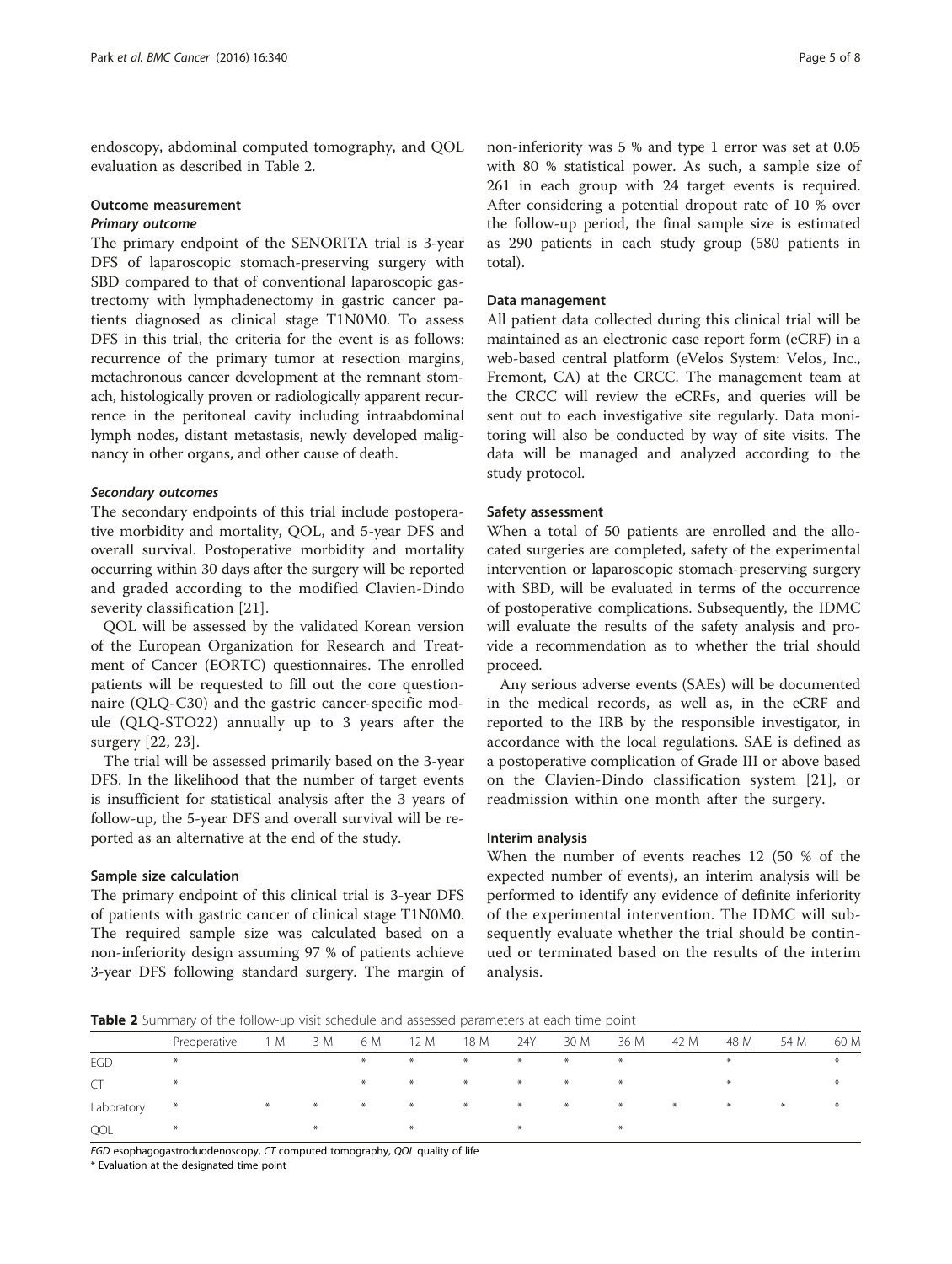endoscopy, abdominal computed tomography, and QOL evaluation as described in Table 2.

### Outcome measurement

#### *Primary outcome*

The primary endpoint of the SENORITA trial is 3-year DFS of laparoscopic stomach-preserving surgery with SBD compared to that of conventional laparoscopic gastrectomy with lymphadenectomy in gastric cancer patients diagnosed as clinical stage T1N0M0. To assess DFS in this trial, the criteria for the event is as follows: recurrence of the primary tumor at resection margins, metachronous cancer development at the remnant stomach, histologically proven or radiologically apparent recurrence in the peritoneal cavity including intraabdominal lymph nodes, distant metastasis, newly developed malignancy in other organs, and other cause of death.

#### *Secondary outcomes*

The secondary endpoints of this trial include postoperative morbidity and mortality, QOL, and 5-year DFS and overall survival. Postoperative morbidity and mortality occurring within 30 days after the surgery will be reported and graded according to the modified Clavien-Dindo severity classification [21].

QOL will be assessed by the validated Korean version of the European Organization for Research and Treatment of Cancer (EORTC) questionnaires. The enrolled patients will be requested to fill out the core questionnaire (QLQ-C30) and the gastric cancer-specific module (QLQ-STO22) annually up to 3 years after the surgery [22, 23].

The trial will be assessed primarily based on the 3-year DFS. In the likelihood that the number of target events is insufficient for statistical analysis after the 3 years of follow-up, the 5-year DFS and overall survival will be reported as an alternative at the end of the study.

### Sample size calculation

The primary endpoint of this clinical trial is 3-year DFS of patients with gastric cancer of clinical stage T1N0M0. The required sample size was calculated based on a non-inferiority design assuming 97 % of patients achieve 3-year DFS following standard surgery. The margin of non-inferiority was 5 % and type 1 error was set at 0.05 with 80 % statistical power. As such, a sample size of 261 in each group with 24 target events is required. After considering a potential dropout rate of 10 % over the follow-up period, the final sample size is estimated as 290 patients in each study group (580 patients in total).

### Data management

All patient data collected during this clinical trial will be maintained as an electronic case report form (eCRF) in a web-based central platform (eVelos System: Velos, Inc., Fremont, CA) at the CRCC. The management team at the CRCC will review the eCRFs, and queries will be sent out to each investigative site regularly. Data monitoring will also be conducted by way of site visits. The data will be managed and analyzed according to the study protocol.

### Safety assessment

When a total of 50 patients are enrolled and the allocated surgeries are completed, safety of the experimental intervention or laparoscopic stomach-preserving surgery with SBD, will be evaluated in terms of the occurrence of postoperative complications. Subsequently, the IDMC will evaluate the results of the safety analysis and provide a recommendation as to whether the trial should proceed.

Any serious adverse events (SAEs) will be documented in the medical records, as well as, in the eCRF and reported to the IRB by the responsible investigator, in accordance with the local regulations. SAE is defined as a postoperative complication of Grade III or above based on the Clavien-Dindo classification system [21], or readmission within one month after the surgery.

### Interim analysis

When the number of events reaches 12 (50 % of the expected number of events), an interim analysis will be performed to identify any evidence of definite inferiority of the experimental intervention. The IDMC will subsequently evaluate whether the trial should be continued or terminated based on the results of the interim analysis.

**Table 2** Summary of the follow-up visit schedule and assessed parameters at each time point

| | Preoperative | 1 M | 3 M | 6 M | 12 M | 18 M | 24Y | 30 M | 36 M | 42 M | 48 M | 54 M | 60 M |
|---|---|---|---|---|---|---|---|---|---|---|---|---|---|
| EGD | * | | | * | * | * | * | * | * | | * | | * |
| CT | * | | | * | * | * | * | * | * | | * | | * |
| Laboratory | * | * | * | * | * | * | * | * | * | * | * | * | * |
| QOL | * | | * | | * | | * | | * | | | | |

*EGD* esophagogastroduodenoscopy, *CT* computed tomography, *QOL* quality of life

\* Evaluation at the designated time point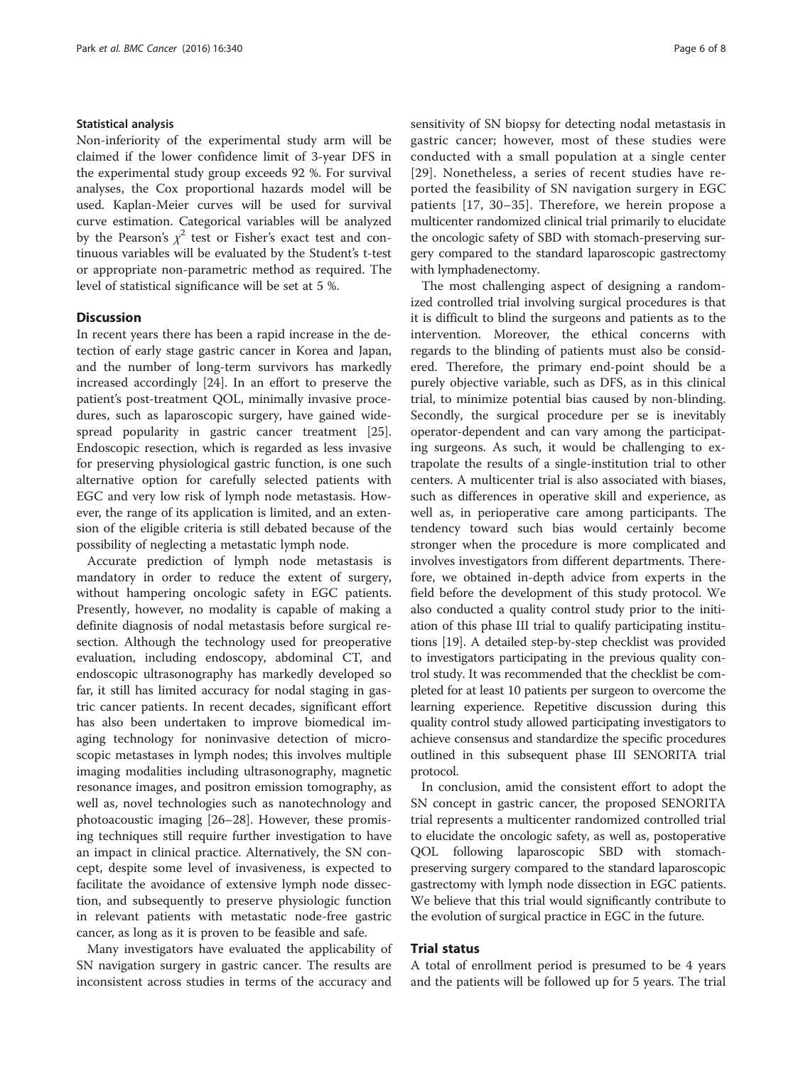### Statistical analysis

Non-inferiority of the experimental study arm will be claimed if the lower confidence limit of 3-year DFS in the experimental study group exceeds 92 %. For survival analyses, the Cox proportional hazards model will be used. Kaplan-Meier curves will be used for survival curve estimation. Categorical variables will be analyzed by the Pearson's $\chi^2$ test or Fisher's exact test and continuous variables will be evaluated by the Student's t-test or appropriate non-parametric method as required. The level of statistical significance will be set at 5 %.

## Discussion

In recent years there has been a rapid increase in the detection of early stage gastric cancer in Korea and Japan, and the number of long-term survivors has markedly increased accordingly [24]. In an effort to preserve the patient's post-treatment QOL, minimally invasive procedures, such as laparoscopic surgery, have gained widespread popularity in gastric cancer treatment [25]. Endoscopic resection, which is regarded as less invasive for preserving physiological gastric function, is one such alternative option for carefully selected patients with EGC and very low risk of lymph node metastasis. However, the range of its application is limited, and an extension of the eligible criteria is still debated because of the possibility of neglecting a metastatic lymph node.

Accurate prediction of lymph node metastasis is mandatory in order to reduce the extent of surgery, without hampering oncologic safety in EGC patients. Presently, however, no modality is capable of making a definite diagnosis of nodal metastasis before surgical resection. Although the technology used for preoperative evaluation, including endoscopy, abdominal CT, and endoscopic ultrasonography has markedly developed so far, it still has limited accuracy for nodal staging in gastric cancer patients. In recent decades, significant effort has also been undertaken to improve biomedical imaging technology for noninvasive detection of microscopic metastases in lymph nodes; this involves multiple imaging modalities including ultrasonography, magnetic resonance images, and positron emission tomography, as well as, novel technologies such as nanotechnology and photoacoustic imaging [26–28]. However, these promising techniques still require further investigation to have an impact in clinical practice. Alternatively, the SN concept, despite some level of invasiveness, is expected to facilitate the avoidance of extensive lymph node dissection, and subsequently to preserve physiologic function in relevant patients with metastatic node-free gastric cancer, as long as it is proven to be feasible and safe.

Many investigators have evaluated the applicability of SN navigation surgery in gastric cancer. The results are inconsistent across studies in terms of the accuracy and sensitivity of SN biopsy for detecting nodal metastasis in gastric cancer; however, most of these studies were conducted with a small population at a single center [29]. Nonetheless, a series of recent studies have reported the feasibility of SN navigation surgery in EGC patients [17, 30–35]. Therefore, we herein propose a multicenter randomized clinical trial primarily to elucidate the oncologic safety of SBD with stomach-preserving surgery compared to the standard laparoscopic gastrectomy with lymphadenectomy.

The most challenging aspect of designing a randomized controlled trial involving surgical procedures is that it is difficult to blind the surgeons and patients as to the intervention. Moreover, the ethical concerns with regards to the blinding of patients must also be considered. Therefore, the primary end-point should be a purely objective variable, such as DFS, as in this clinical trial, to minimize potential bias caused by non-blinding. Secondly, the surgical procedure per se is inevitably operator-dependent and can vary among the participating surgeons. As such, it would be challenging to extrapolate the results of a single-institution trial to other centers. A multicenter trial is also associated with biases, such as differences in operative skill and experience, as well as, in perioperative care among participants. The tendency toward such bias would certainly become stronger when the procedure is more complicated and involves investigators from different departments. Therefore, we obtained in-depth advice from experts in the field before the development of this study protocol. We also conducted a quality control study prior to the initiation of this phase III trial to qualify participating institutions [19]. A detailed step-by-step checklist was provided to investigators participating in the previous quality control study. It was recommended that the checklist be completed for at least 10 patients per surgeon to overcome the learning experience. Repetitive discussion during this quality control study allowed participating investigators to achieve consensus and standardize the specific procedures outlined in this subsequent phase III SENORITA trial protocol.

In conclusion, amid the consistent effort to adopt the SN concept in gastric cancer, the proposed SENORITA trial represents a multicenter randomized controlled trial to elucidate the oncologic safety, as well as, postoperative QOL following laparoscopic SBD with stomach-preserving surgery compared to the standard laparoscopic gastrectomy with lymph node dissection in EGC patients. We believe that this trial would significantly contribute to the evolution of surgical practice in EGC in the future.

## Trial status

A total of enrollment period is presumed to be 4 years and the patients will be followed up for 5 years. The trial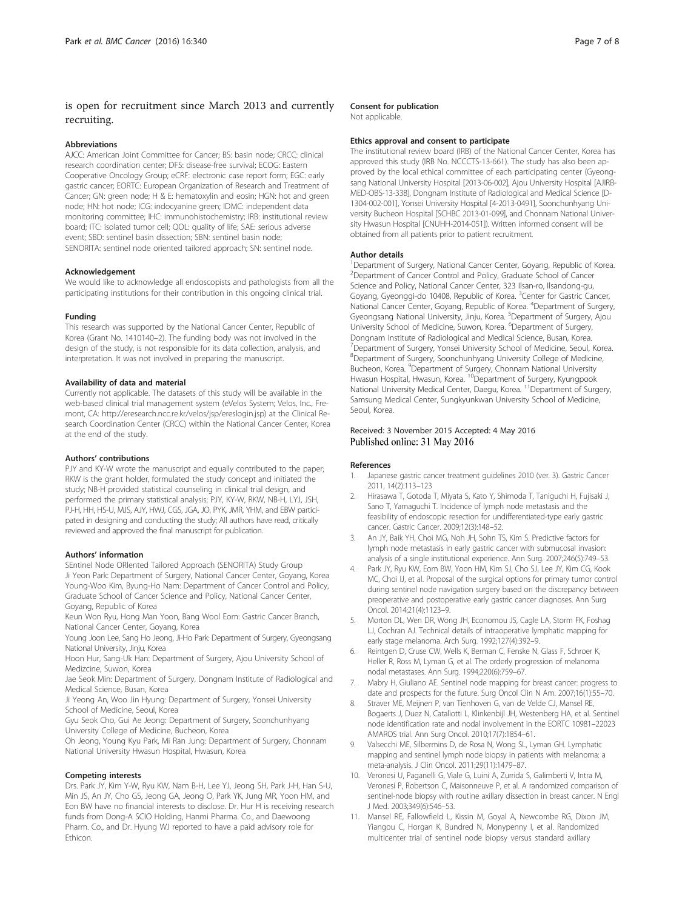is open for recruitment since March 2013 and currently recruiting.

#### Abbreviations

AJCC: American Joint Committee for Cancer; BS: basin node; CRCC: clinical research coordination center; DFS: disease-free survival; ECOG: Eastern Cooperative Oncology Group; eCRF: electronic case report form; EGC: early gastric cancer; EORTC: European Organization of Research and Treatment of Cancer; GN: green node; H & E: hematoxylin and eosin; HGN: hot and green node; HN: hot node; ICG: indocyanine green; IDMC: independent data monitoring committee; IHC: immunohistochemistry; IRB: institutional review board; ITC: isolated tumor cell; QOL: quality of life; SAE: serious adverse event; SBD: sentinel basin dissection; SBN: sentinel basin node; SENORITA: sentinel node oriented tailored approach; SN: sentinel node.

#### Acknowledgement

We would like to acknowledge all endoscopists and pathologists from all the participating institutions for their contribution in this ongoing clinical trial.

#### Funding

This research was supported by the National Cancer Center, Republic of Korea (Grant No. 1410140–2). The funding body was not involved in the design of the study, is not responsible for its data collection, analysis, and interpretation. It was not involved in preparing the manuscript.

#### Availability of data and material

Currently not applicable. The datasets of this study will be available in the web-based clinical trial management system (eVelos System; Velos, Inc., Fremont, CA: http://eresearch.ncc.re.kr/velos/jsp/ereslogin.jsp) at the Clinical Research Coordination Center (CRCC) within the National Cancer Center, Korea at the end of the study.

#### Authors' contributions

PJY and KY-W wrote the manuscript and equally contributed to the paper; RKW is the grant holder, formulated the study concept and initiated the study; NB-H provided statistical counseling in clinical trial design, and performed the primary statistical analysis; PJY, KY-W, RKW, NB-H, LYJ, JSH, PJ-H, HH, HS-U, MJS, AJY, HWJ, CGS, JGA, JO, PYK, JMR, YHM, and EBW participated in designing and conducting the study; All authors have read, critically reviewed and approved the final manuscript for publication.

#### Authors' information

SEntinel Node ORIented Tailored Approach (SENORITA) Study Group
Ji Yeon Park: Department of Surgery, National Cancer Center, Goyang, Korea
Young-Woo Kim, Byung-Ho Nam: Department of Cancer Control and Policy, Graduate School of Cancer Science and Policy, National Cancer Center, Goyang, Republic of Korea
Keun Won Ryu, Hong Man Yoon, Bang Wool Eom: Gastric Cancer Branch, National Cancer Center, Goyang, Korea
Young Joon Lee, Sang Ho Jeong, Ji-Ho Park: Department of Surgery, Gyeongsang National University, Jinju, Korea
Hoon Hur, Sang-Uk Han: Department of Surgery, Ajou University School of Medizcine, Suwon, Korea
Jae Seok Min: Department of Surgery, Dongnam Institute of Radiological and Medical Science, Busan, Korea
Ji Yeong An, Woo Jin Hyung: Department of Surgery, Yonsei University School of Medicine, Seoul, Korea
Gyu Seok Cho, Gui Ae Jeong: Department of Surgery, Soonchunhyang University College of Medicine, Bucheon, Korea
Oh Jeong, Young Kyu Park, Mi Ran Jung: Department of Surgery, Chonnam National University Hwasun Hospital, Hwasun, Korea

#### Competing interests

Drs. Park JY, Kim Y-W, Ryu KW, Nam B-H, Lee YJ, Jeong SH, Park J-H, Han S-U, Min JS, An JY, Cho GS, Jeong GA, Jeong O, Park YK, Jung MR, Yoon HM, and Eon BW have no financial interests to disclose. Dr. Hur H is receiving research funds from Dong-A SCIO Holding, Hanmi Pharma. Co., and Daewoong Pharm. Co., and Dr. Hyung WJ reported to have a paid advisory role for Ethicon.

#### Consent for publication

Not applicable.

#### Ethics approval and consent to participate

The institutional review board (IRB) of the National Cancer Center, Korea has approved this study (IRB No. NCCCTS-13-661). The study has also been approved by the local ethical committee of each participating center (Gyeongsang National University Hospital [2013-06-002], Ajou University Hospital [AJIRB-MED-OBS-13-338], Dongnam Institute of Radiological and Medical Science [D-1304-002-001], Yonsei University Hospital [4-2013-0491], Soonchunhyang University Bucheon Hospital [SCHBC 2013-01-099], and Chonnam National University Hwasun Hospital [CNUHH-2014-051]). Written informed consent will be obtained from all patients prior to patient recruitment.

#### Author details

[1]Department of Surgery, National Cancer Center, Goyang, Republic of Korea. [2]Department of Cancer Control and Policy, Graduate School of Cancer Science and Policy, National Cancer Center, 323 Ilsan-ro, Ilsandong-gu, Goyang, Gyeonggi-do 10408, Republic of Korea. [3]Center for Gastric Cancer, National Cancer Center, Goyang, Republic of Korea. [4]Department of Surgery, Gyeongsang National University, Jinju, Korea. [5]Department of Surgery, Ajou University School of Medicine, Suwon, Korea. [6]Department of Surgery, Dongnam Institute of Radiological and Medical Science, Busan, Korea. [7]Department of Surgery, Yonsei University School of Medicine, Seoul, Korea. [8]Department of Surgery, Soonchunhyang University College of Medicine, Bucheon, Korea. [9]Department of Surgery, Chonnam National University Hwasun Hospital, Hwasun, Korea. [10]Department of Surgery, Kyungpook National University Medical Center, Daegu, Korea. [11]Department of Surgery, Samsung Medical Center, Sungkyunkwan University School of Medicine, Seoul, Korea.

Received: 3 November 2015 Accepted: 4 May 2016
Published online: 31 May 2016

#### References

1. Japanese gastric cancer treatment guidelines 2010 (ver. 3). Gastric Cancer 2011, 14(2):113–123
2. Hirasawa T, Gotoda T, Miyata S, Kato Y, Shimoda T, Taniguchi H, Fujisaki J, Sano T, Yamaguchi T. Incidence of lymph node metastasis and the feasibility of endoscopic resection for undifferentiated-type early gastric cancer. Gastric Cancer. 2009;12(3):148–52.
3. An JY, Baik YH, Choi MG, Noh JH, Sohn TS, Kim S. Predictive factors for lymph node metastasis in early gastric cancer with submucosal invasion: analysis of a single institutional experience. Ann Surg. 2007;246(5):749–53.
4. Park JY, Ryu KW, Eom BW, Yoon HM, Kim SJ, Cho SJ, Lee JY, Kim CG, Kook MC, Choi IJ, et al. Proposal of the surgical options for primary tumor control during sentinel node navigation surgery based on the discrepancy between preoperative and postoperative early gastric cancer diagnoses. Ann Surg Oncol. 2014;21(4):1123–9.
5. Morton DL, Wen DR, Wong JH, Economou JS, Cagle LA, Storm FK, Foshag LJ, Cochran AJ. Technical details of intraoperative lymphatic mapping for early stage melanoma. Arch Surg. 1992;127(4):392–9.
6. Reintgen D, Cruse CW, Wells K, Berman C, Fenske N, Glass F, Schroer K, Heller R, Ross M, Lyman G, et al. The orderly progression of melanoma nodal metastases. Ann Surg. 1994;220(6):759–67.
7. Mabry H, Giuliano AE. Sentinel node mapping for breast cancer: progress to date and prospects for the future. Surg Oncol Clin N Am. 2007;16(1):55–70.
8. Straver ME, Meijnen P, van Tienhoven G, van de Velde CJ, Mansel RE, Bogaerts J, Duez N, Cataliotti L, Klinkenbijl JH, Westenberg HA, et al. Sentinel node identification rate and nodal involvement in the EORTC 10981–22023 AMAROS trial. Ann Surg Oncol. 2010;17(7):1854–61.
9. Valsecchi ME, Silbermins D, de Rosa N, Wong SL, Lyman GH. Lymphatic mapping and sentinel lymph node biopsy in patients with melanoma: a meta-analysis. J Clin Oncol. 2011;29(11):1479–87.
10. Veronesi U, Paganelli G, Viale G, Luini A, Zurrida S, Galimberti V, Intra M, Veronesi P, Robertson C, Maisonneuve P, et al. A randomized comparison of sentinel-node biopsy with routine axillary dissection in breast cancer. N Engl J Med. 2003;349(6):546–53.
11. Mansel RE, Fallowfield L, Kissin M, Goyal A, Newcombe RG, Dixon JM, Yiangou C, Horgan K, Bundred N, Monypenny I, et al. Randomized multicenter trial of sentinel node biopsy versus standard axillary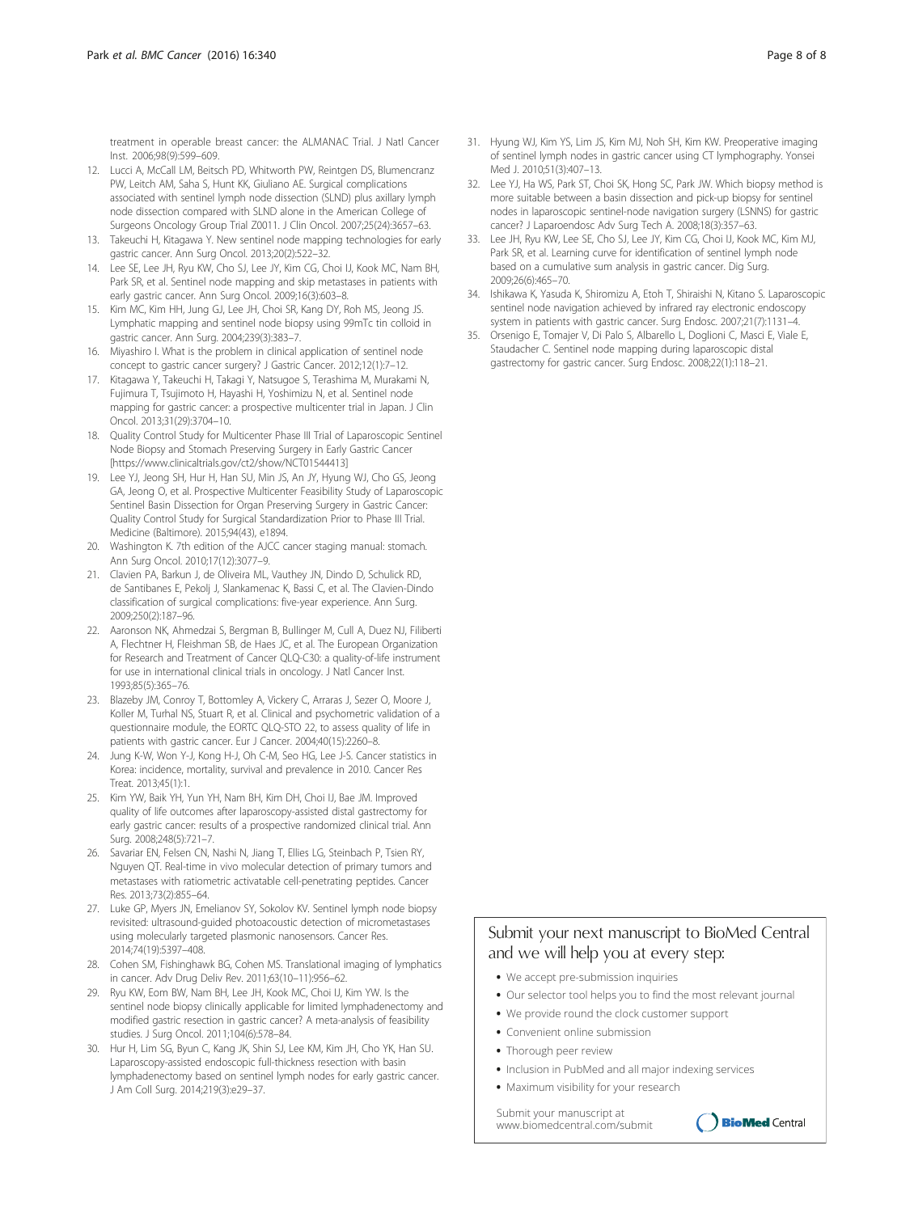treatment in operable breast cancer: the ALMANAC Trial. J Natl Cancer Inst. 2006;98(9):599–609.

12. Lucci A, McCall LM, Beitsch PD, Whitworth PW, Reintgen DS, Blumencranz PW, Leitch AM, Saha S, Hunt KK, Giuliano AE. Surgical complications associated with sentinel lymph node dissection (SLND) plus axillary lymph node dissection compared with SLND alone in the American College of Surgeons Oncology Group Trial Z0011. J Clin Oncol. 2007;25(24):3657–63.
13. Takeuchi H, Kitagawa Y. New sentinel node mapping technologies for early gastric cancer. Ann Surg Oncol. 2013;20(2):522–32.
14. Lee SE, Lee JH, Ryu KW, Cho SJ, Lee JY, Kim CG, Choi IJ, Kook MC, Nam BH, Park SR, et al. Sentinel node mapping and skip metastases in patients with early gastric cancer. Ann Surg Oncol. 2009;16(3):603–8.
15. Kim MC, Kim HH, Jung GJ, Lee JH, Choi SR, Kang DY, Roh MS, Jeong JS. Lymphatic mapping and sentinel node biopsy using 99mTc tin colloid in gastric cancer. Ann Surg. 2004;239(3):383–7.
16. Miyashiro I. What is the problem in clinical application of sentinel node concept to gastric cancer surgery? J Gastric Cancer. 2012;12(1):7–12.
17. Kitagawa Y, Takeuchi H, Takagi Y, Natsugoe S, Terashima M, Murakami N, Fujimura T, Tsujimoto H, Hayashi H, Yoshimizu N, et al. Sentinel node mapping for gastric cancer: a prospective multicenter trial in Japan. J Clin Oncol. 2013;31(29):3704–10.
18. Quality Control Study for Multicenter Phase III Trial of Laparoscopic Sentinel Node Biopsy and Stomach Preserving Surgery in Early Gastric Cancer [https://www.clinicaltrials.gov/ct2/show/NCT01544413]
19. Lee YJ, Jeong SH, Hur H, Han SU, Min JS, An JY, Hyung WJ, Cho GS, Jeong GA, Jeong O, et al. Prospective Multicenter Feasibility Study of Laparoscopic Sentinel Basin Dissection for Organ Preserving Surgery in Gastric Cancer: Quality Control Study for Surgical Standardization Prior to Phase III Trial. Medicine (Baltimore). 2015;94(43), e1894.
20. Washington K. 7th edition of the AJCC cancer staging manual: stomach. Ann Surg Oncol. 2010;17(12):3077–9.
21. Clavien PA, Barkun J, de Oliveira ML, Vauthey JN, Dindo D, Schulick RD, de Santibanes E, Pekolj J, Slankamenac K, Bassi C, et al. The Clavien-Dindo classification of surgical complications: five-year experience. Ann Surg. 2009;250(2):187–96.
22. Aaronson NK, Ahmedzai S, Bergman B, Bullinger M, Cull A, Duez NJ, Filiberti A, Flechtner H, Fleishman SB, de Haes JC, et al. The European Organization for Research and Treatment of Cancer QLQ-C30: a quality-of-life instrument for use in international clinical trials in oncology. J Natl Cancer Inst. 1993;85(5):365–76.
23. Blazeby JM, Conroy T, Bottomley A, Vickery C, Arraras J, Sezer O, Moore J, Koller M, Turhal NS, Stuart R, et al. Clinical and psychometric validation of a questionnaire module, the EORTC QLQ-STO 22, to assess quality of life in patients with gastric cancer. Eur J Cancer. 2004;40(15):2260–8.
24. Jung K-W, Won Y-J, Kong H-J, Oh C-M, Seo HG, Lee J-S. Cancer statistics in Korea: incidence, mortality, survival and prevalence in 2010. Cancer Res Treat. 2013;45(1):1.
25. Kim YW, Baik YH, Yun YH, Nam BH, Kim DH, Choi IJ, Bae JM. Improved quality of life outcomes after laparoscopy-assisted distal gastrectomy for early gastric cancer: results of a prospective randomized clinical trial. Ann Surg. 2008;248(5):721–7.
26. Savariar EN, Felsen CN, Nashi N, Jiang T, Ellies LG, Steinbach P, Tsien RY, Nguyen QT. Real-time in vivo molecular detection of primary tumors and metastases with ratiometric activatable cell-penetrating peptides. Cancer Res. 2013;73(2):855–64.
27. Luke GP, Myers JN, Emelianov SY, Sokolov KV. Sentinel lymph node biopsy revisited: ultrasound-guided photoacoustic detection of micrometastases using molecularly targeted plasmonic nanosensors. Cancer Res. 2014;74(19):5397–408.
28. Cohen SM, Fishinghawk BG, Cohen MS. Translational imaging of lymphatics in cancer. Adv Drug Deliv Rev. 2011;63(10–11):956–62.
29. Ryu KW, Eom BW, Nam BH, Lee JH, Kook MC, Choi IJ, Kim YW. Is the sentinel node biopsy clinically applicable for limited lymphadenectomy and modified gastric resection in gastric cancer? A meta-analysis of feasibility studies. J Surg Oncol. 2011;104(6):578–84.
30. Hur H, Lim SG, Byun C, Kang JK, Shin SJ, Lee KM, Kim JH, Cho YK, Han SU. Laparoscopy-assisted endoscopic full-thickness resection with basin lymphadenectomy based on sentinel lymph nodes for early gastric cancer. J Am Coll Surg. 2014;219(3):e29–37.
31. Hyung WJ, Kim YS, Lim JS, Kim MJ, Noh SH, Kim KW. Preoperative imaging of sentinel lymph nodes in gastric cancer using CT lymphography. Yonsei Med J. 2010;51(3):407–13.
32. Lee YJ, Ha WS, Park ST, Choi SK, Hong SC, Park JW. Which biopsy method is more suitable between a basin dissection and pick-up biopsy for sentinel nodes in laparoscopic sentinel-node navigation surgery (LSNNS) for gastric cancer? J Laparoendosc Adv Surg Tech A. 2008;18(3):357–63.
33. Lee JH, Ryu KW, Lee SE, Cho SJ, Lee JY, Kim CG, Choi IJ, Kook MC, Kim MJ, Park SR, et al. Learning curve for identification of sentinel lymph node based on a cumulative sum analysis in gastric cancer. Dig Surg. 2009;26(6):465–70.
34. Ishikawa K, Yasuda K, Shiromizu A, Etoh T, Shiraishi N, Kitano S. Laparoscopic sentinel node navigation achieved by infrared ray electronic endoscopy system in patients with gastric cancer. Surg Endosc. 2007;21(7):1131–4.
35. Orsenigo E, Tomajer V, Di Palo S, Albarello L, Doglioni C, Masci E, Viale E, Staudacher C. Sentinel node mapping during laparoscopic distal gastrectomy for gastric cancer. Surg Endosc. 2008;22(1):118–21.

Submit your next manuscript to BioMed Central and we will help you at every step:

- We accept pre-submission inquiries
- Our selector tool helps you to find the most relevant journal
- We provide round the clock customer support
- Convenient online submission
- Thorough peer review
- Inclusion in PubMed and all major indexing services
- Maximum visibility for your research

Submit your manuscript at
www.biomedcentral.com/submit

BioMed Central